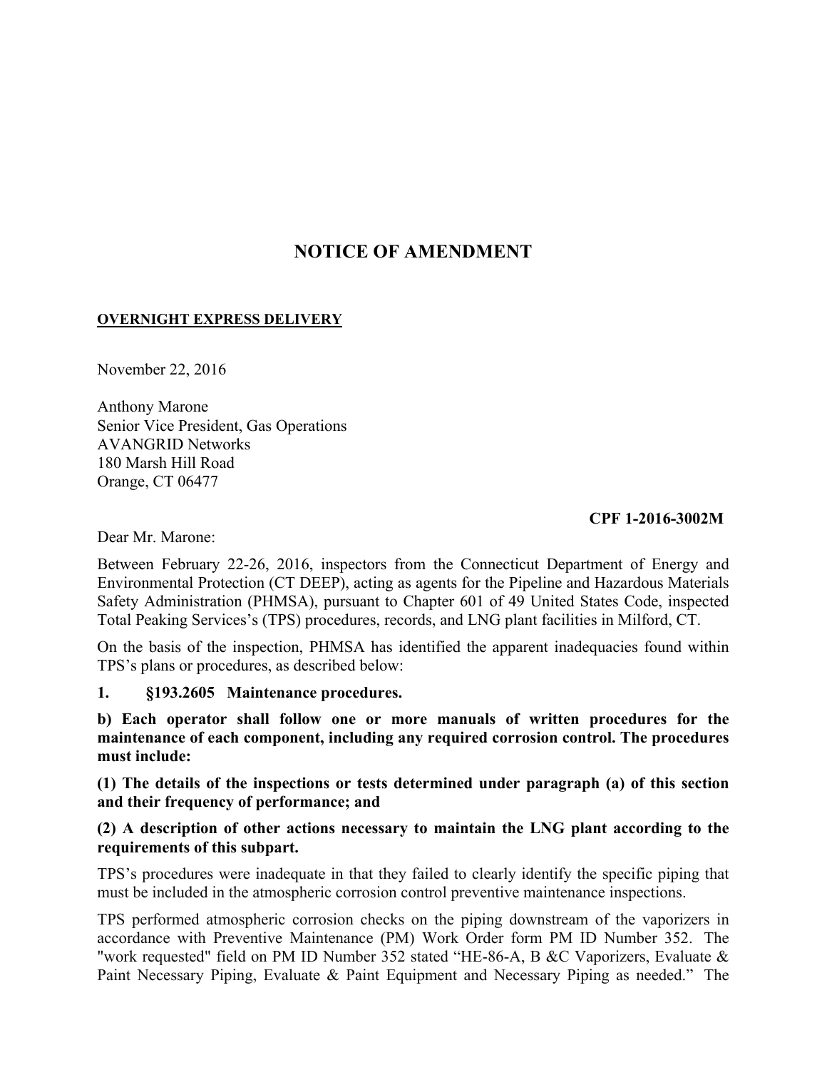# NOTICE OF AMENDMENT

**OVERNIGHT EXPRESS DELIVERY**

November 22, 2016

Anthony Marone
Senior Vice President, Gas Operations
AVANGRID Networks
180 Marsh Hill Road
Orange, CT 06477

**CPF 1-2016-3002M**

Dear Mr. Marone:

Between February 22-26, 2016, inspectors from the Connecticut Department of Energy and Environmental Protection (CT DEEP), acting as agents for the Pipeline and Hazardous Materials Safety Administration (PHMSA), pursuant to Chapter 601 of 49 United States Code, inspected Total Peaking Services's (TPS) procedures, records, and LNG plant facilities in Milford, CT.

On the basis of the inspection, PHMSA has identified the apparent inadequacies found within TPS's plans or procedures, as described below:

**1. §193.2605 Maintenance procedures.**

**b) Each operator shall follow one or more manuals of written procedures for the maintenance of each component, including any required corrosion control. The procedures must include:**

**(1) The details of the inspections or tests determined under paragraph (a) of this section and their frequency of performance; and**

**(2) A description of other actions necessary to maintain the LNG plant according to the requirements of this subpart.**

TPS's procedures were inadequate in that they failed to clearly identify the specific piping that must be included in the atmospheric corrosion control preventive maintenance inspections.

TPS performed atmospheric corrosion checks on the piping downstream of the vaporizers in accordance with Preventive Maintenance (PM) Work Order form PM ID Number 352. The "work requested" field on PM ID Number 352 stated "HE-86-A, B &C Vaporizers, Evaluate & Paint Necessary Piping, Evaluate & Paint Equipment and Necessary Piping as needed." The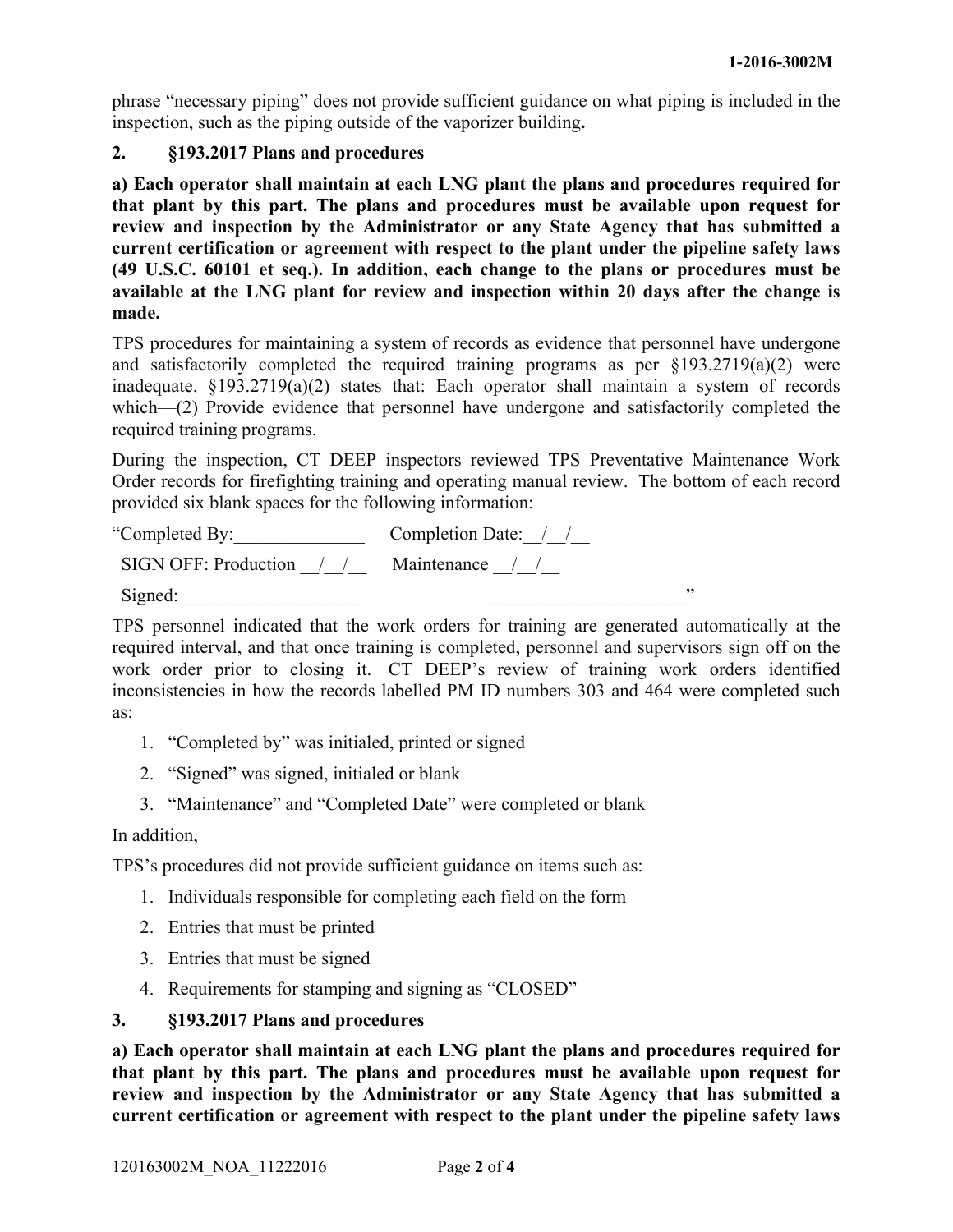phrase "necessary piping" does not provide sufficient guidance on what piping is included in the inspection, such as the piping outside of the vaporizer building**.**

## 2. §193.2017 Plans and procedures

**a) Each operator shall maintain at each LNG plant the plans and procedures required for that plant by this part. The plans and procedures must be available upon request for review and inspection by the Administrator or any State Agency that has submitted a current certification or agreement with respect to the plant under the pipeline safety laws (49 U.S.C. 60101 et seq.). In addition, each change to the plans or procedures must be available at the LNG plant for review and inspection within 20 days after the change is made.**

TPS procedures for maintaining a system of records as evidence that personnel have undergone and satisfactorily completed the required training programs as per §193.2719(a)(2) were inadequate. §193.2719(a)(2) states that: Each operator shall maintain a system of records which—(2) Provide evidence that personnel have undergone and satisfactorily completed the required training programs.

During the inspection, CT DEEP inspectors reviewed TPS Preventative Maintenance Work Order records for firefighting training and operating manual review. The bottom of each record provided six blank spaces for the following information:

"Completed By:______________ Completion Date:__/__/__

SIGN OFF: Production __/__/__ Maintenance __/__/__

Signed: ___________________ _____________________"

TPS personnel indicated that the work orders for training are generated automatically at the required interval, and that once training is completed, personnel and supervisors sign off on the work order prior to closing it. CT DEEP's review of training work orders identified inconsistencies in how the records labelled PM ID numbers 303 and 464 were completed such as:

1. "Completed by" was initialed, printed or signed
2. "Signed" was signed, initialed or blank
3. "Maintenance" and "Completed Date" were completed or blank

In addition,

TPS's procedures did not provide sufficient guidance on items such as:

1. Individuals responsible for completing each field on the form
2. Entries that must be printed
3. Entries that must be signed
4. Requirements for stamping and signing as "CLOSED"

## 3. §193.2017 Plans and procedures

**a) Each operator shall maintain at each LNG plant the plans and procedures required for that plant by this part. The plans and procedures must be available upon request for review and inspection by the Administrator or any State Agency that has submitted a current certification or agreement with respect to the plant under the pipeline safety laws**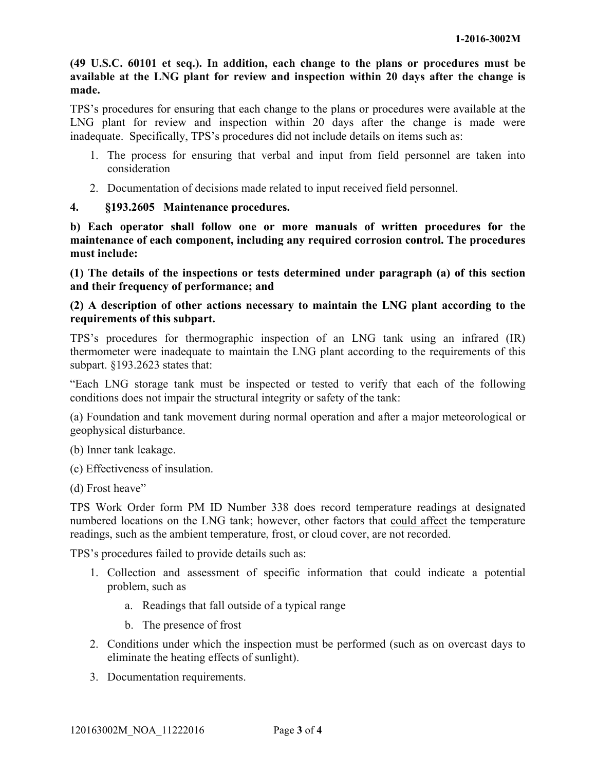**(49 U.S.C. 60101 et seq.). In addition, each change to the plans or procedures must be available at the LNG plant for review and inspection within 20 days after the change is made.**

TPS's procedures for ensuring that each change to the plans or procedures were available at the LNG plant for review and inspection within 20 days after the change is made were inadequate. Specifically, TPS's procedures did not include details on items such as:

1. The process for ensuring that verbal and input from field personnel are taken into consideration
2. Documentation of decisions made related to input received field personnel.

**4. §193.2605 Maintenance procedures.**

**b) Each operator shall follow one or more manuals of written procedures for the maintenance of each component, including any required corrosion control. The procedures must include:**

**(1) The details of the inspections or tests determined under paragraph (a) of this section and their frequency of performance; and**

**(2) A description of other actions necessary to maintain the LNG plant according to the requirements of this subpart.**

TPS's procedures for thermographic inspection of an LNG tank using an infrared (IR) thermometer were inadequate to maintain the LNG plant according to the requirements of this subpart. §193.2623 states that:

"Each LNG storage tank must be inspected or tested to verify that each of the following conditions does not impair the structural integrity or safety of the tank:

(a) Foundation and tank movement during normal operation and after a major meteorological or geophysical disturbance.

(b) Inner tank leakage.

(c) Effectiveness of insulation.

(d) Frost heave"

TPS Work Order form PM ID Number 338 does record temperature readings at designated numbered locations on the LNG tank; however, other factors that <u>could affect</u> the temperature readings, such as the ambient temperature, frost, or cloud cover, are not recorded.

TPS's procedures failed to provide details such as:

1. Collection and assessment of specific information that could indicate a potential problem, such as
   a. Readings that fall outside of a typical range
   b. The presence of frost
2. Conditions under which the inspection must be performed (such as on overcast days to eliminate the heating effects of sunlight).
3. Documentation requirements.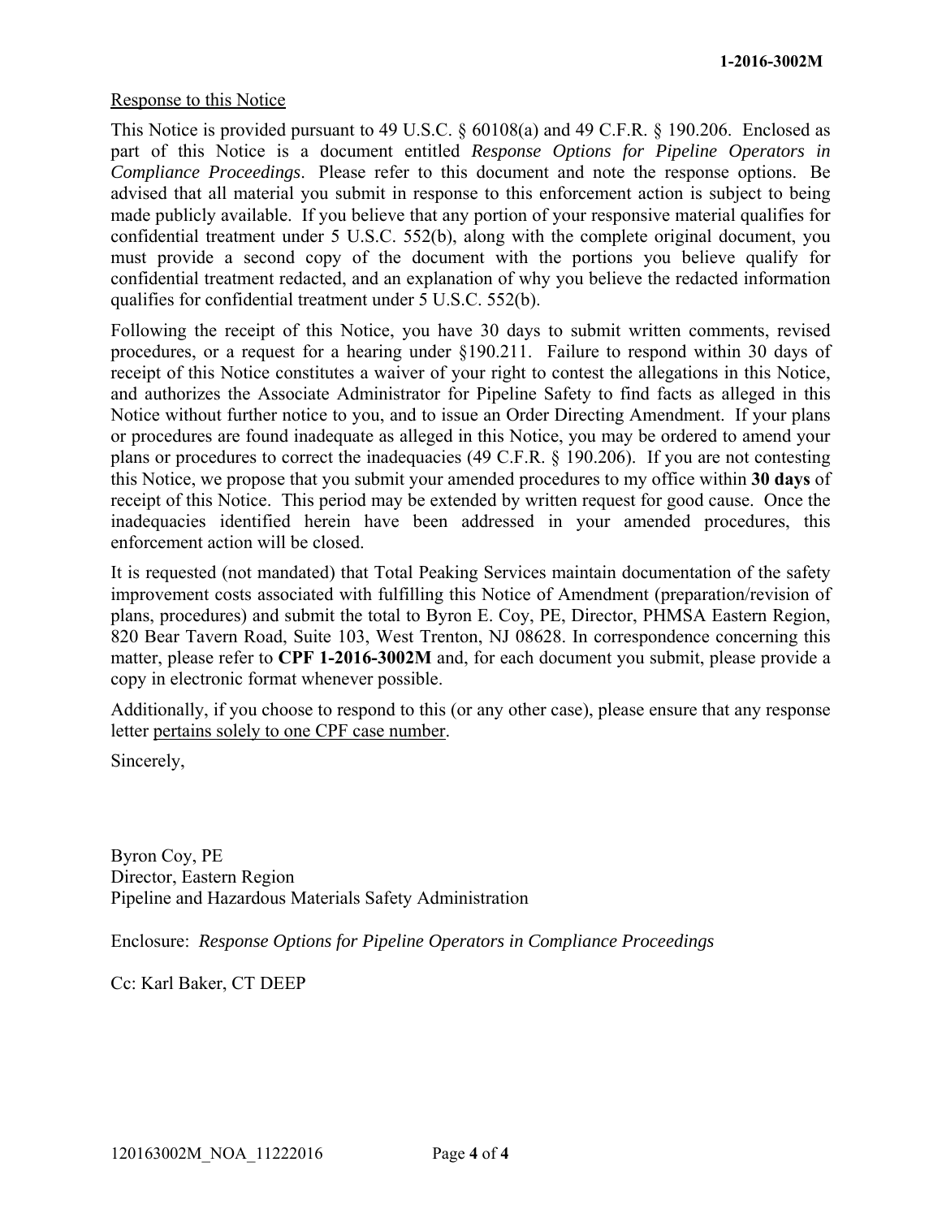<u>Response to this Notice</u>

This Notice is provided pursuant to 49 U.S.C. § 60108(a) and 49 C.F.R. § 190.206. Enclosed as part of this Notice is a document entitled *Response Options for Pipeline Operators in Compliance Proceedings*. Please refer to this document and note the response options. Be advised that all material you submit in response to this enforcement action is subject to being made publicly available. If you believe that any portion of your responsive material qualifies for confidential treatment under 5 U.S.C. 552(b), along with the complete original document, you must provide a second copy of the document with the portions you believe qualify for confidential treatment redacted, and an explanation of why you believe the redacted information qualifies for confidential treatment under 5 U.S.C. 552(b).

Following the receipt of this Notice, you have 30 days to submit written comments, revised procedures, or a request for a hearing under §190.211. Failure to respond within 30 days of receipt of this Notice constitutes a waiver of your right to contest the allegations in this Notice, and authorizes the Associate Administrator for Pipeline Safety to find facts as alleged in this Notice without further notice to you, and to issue an Order Directing Amendment. If your plans or procedures are found inadequate as alleged in this Notice, you may be ordered to amend your plans or procedures to correct the inadequacies (49 C.F.R. § 190.206). If you are not contesting this Notice, we propose that you submit your amended procedures to my office within **30 days** of receipt of this Notice. This period may be extended by written request for good cause. Once the inadequacies identified herein have been addressed in your amended procedures, this enforcement action will be closed.

It is requested (not mandated) that Total Peaking Services maintain documentation of the safety improvement costs associated with fulfilling this Notice of Amendment (preparation/revision of plans, procedures) and submit the total to Byron E. Coy, PE, Director, PHMSA Eastern Region, 820 Bear Tavern Road, Suite 103, West Trenton, NJ 08628. In correspondence concerning this matter, please refer to **CPF 1-2016-3002M** and, for each document you submit, please provide a copy in electronic format whenever possible.

Additionally, if you choose to respond to this (or any other case), please ensure that any response letter <u>pertains solely to one CPF case number</u>.

Sincerely,

Byron Coy, PE
Director, Eastern Region
Pipeline and Hazardous Materials Safety Administration

Enclosure: *Response Options for Pipeline Operators in Compliance Proceedings*

Cc: Karl Baker, CT DEEP